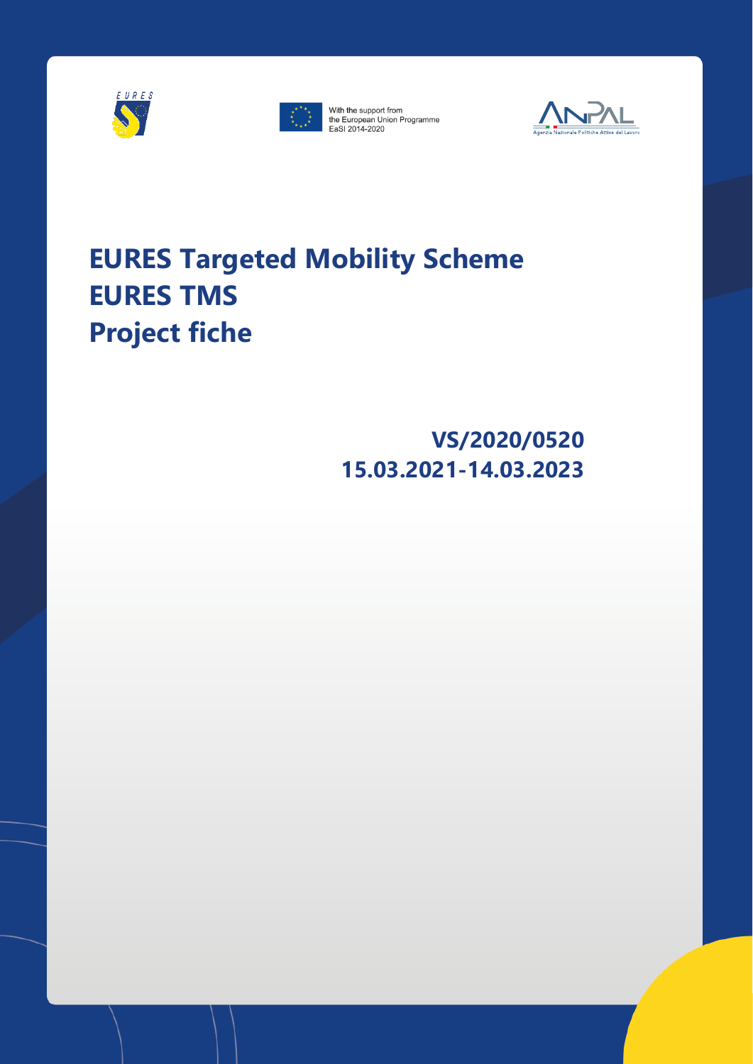With the support from the European Union Programme EaSI 2014-2020

# EURES Targeted Mobility Scheme
# EURES TMS
# Project fiche

**VS/2020/0520**

**15.03.2021-14.03.2023**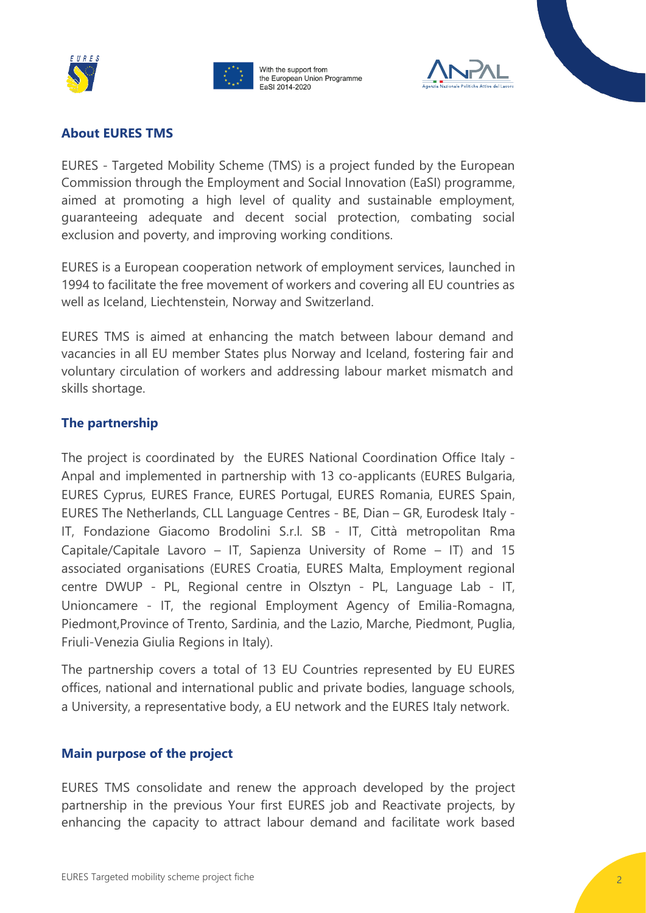## About EURES TMS

EURES - Targeted Mobility Scheme (TMS) is a project funded by the European Commission through the Employment and Social Innovation (EaSI) programme, aimed at promoting a high level of quality and sustainable employment, guaranteeing adequate and decent social protection, combating social exclusion and poverty, and improving working conditions.

EURES is a European cooperation network of employment services, launched in 1994 to facilitate the free movement of workers and covering all EU countries as well as Iceland, Liechtenstein, Norway and Switzerland.

EURES TMS is aimed at enhancing the match between labour demand and vacancies in all EU member States plus Norway and Iceland, fostering fair and voluntary circulation of workers and addressing labour market mismatch and skills shortage.

## The partnership

The project is coordinated by the EURES National Coordination Office Italy - Anpal and implemented in partnership with 13 co-applicants (EURES Bulgaria, EURES Cyprus, EURES France, EURES Portugal, EURES Romania, EURES Spain, EURES The Netherlands, CLL Language Centres - BE, Dian – GR, Eurodesk Italy - IT, Fondazione Giacomo Brodolini S.r.l. SB - IT, Città metropolitan Rma Capitale/Capitale Lavoro – IT, Sapienza University of Rome – IT) and 15 associated organisations (EURES Croatia, EURES Malta, Employment regional centre DWUP - PL, Regional centre in Olsztyn - PL, Language Lab - IT, Unioncamere - IT, the regional Employment Agency of Emilia-Romagna, Piedmont,Province of Trento, Sardinia, and the Lazio, Marche, Piedmont, Puglia, Friuli-Venezia Giulia Regions in Italy).

The partnership covers a total of 13 EU Countries represented by EU EURES offices, national and international public and private bodies, language schools, a University, a representative body, a EU network and the EURES Italy network.

## Main purpose of the project

EURES TMS consolidate and renew the approach developed by the project partnership in the previous Your first EURES job and Reactivate projects, by enhancing the capacity to attract labour demand and facilitate work based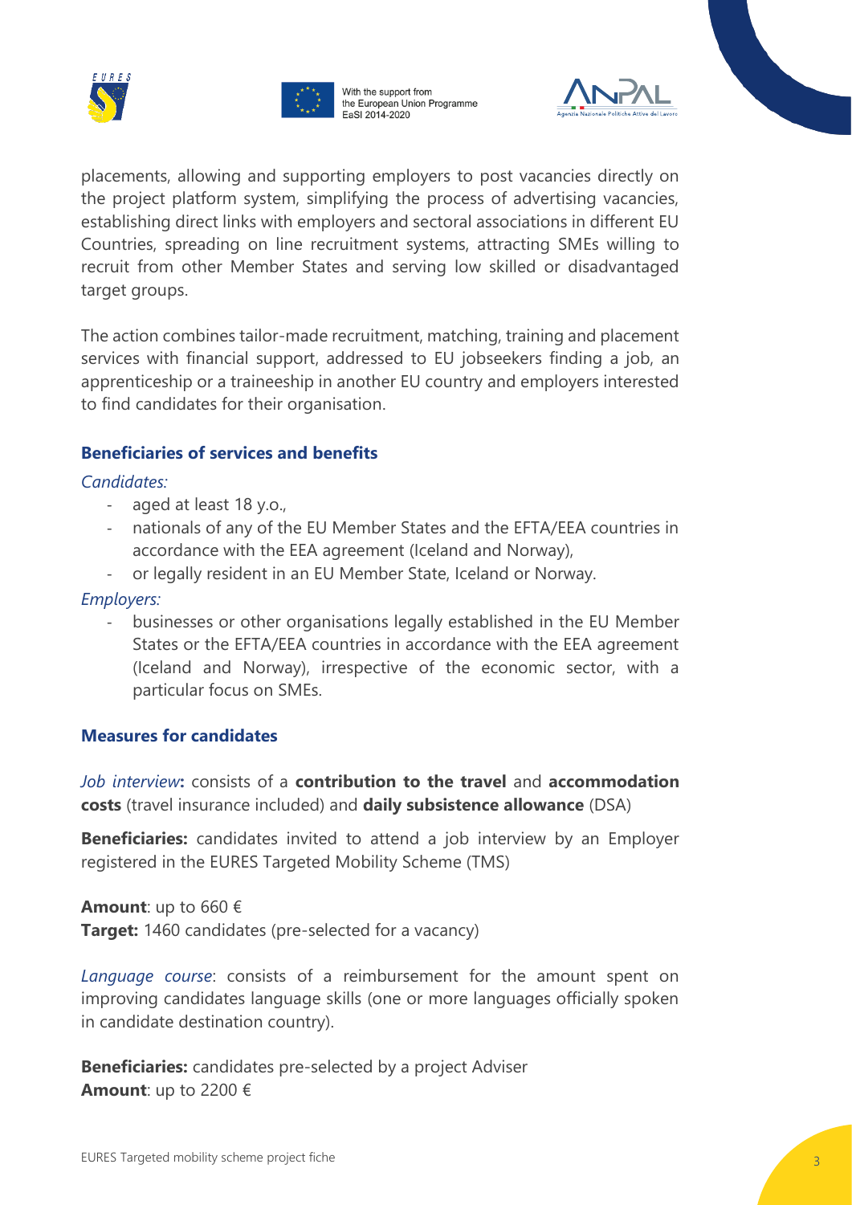placements, allowing and supporting employers to post vacancies directly on the project platform system, simplifying the process of advertising vacancies, establishing direct links with employers and sectoral associations in different EU Countries, spreading on line recruitment systems, attracting SMEs willing to recruit from other Member States and serving low skilled or disadvantaged target groups.

The action combines tailor-made recruitment, matching, training and placement services with financial support, addressed to EU jobseekers finding a job, an apprenticeship or a traineeship in another EU country and employers interested to find candidates for their organisation.

### Beneficiaries of services and benefits

*Candidates:*

- aged at least 18 y.o.,
- nationals of any of the EU Member States and the EFTA/EEA countries in accordance with the EEA agreement (Iceland and Norway),
- or legally resident in an EU Member State, Iceland or Norway.

*Employers:*

- businesses or other organisations legally established in the EU Member States or the EFTA/EEA countries in accordance with the EEA agreement (Iceland and Norway), irrespective of the economic sector, with a particular focus on SMEs.

### Measures for candidates

*Job interview***:** consists of a **contribution to the travel** and **accommodation costs** (travel insurance included) and **daily subsistence allowance** (DSA)

**Beneficiaries:** candidates invited to attend a job interview by an Employer registered in the EURES Targeted Mobility Scheme (TMS)

**Amount**: up to 660 €
**Target:** 1460 candidates (pre-selected for a vacancy)

*Language course*: consists of a reimbursement for the amount spent on improving candidates language skills (one or more languages officially spoken in candidate destination country).

**Beneficiaries:** candidates pre-selected by a project Adviser
**Amount**: up to 2200 €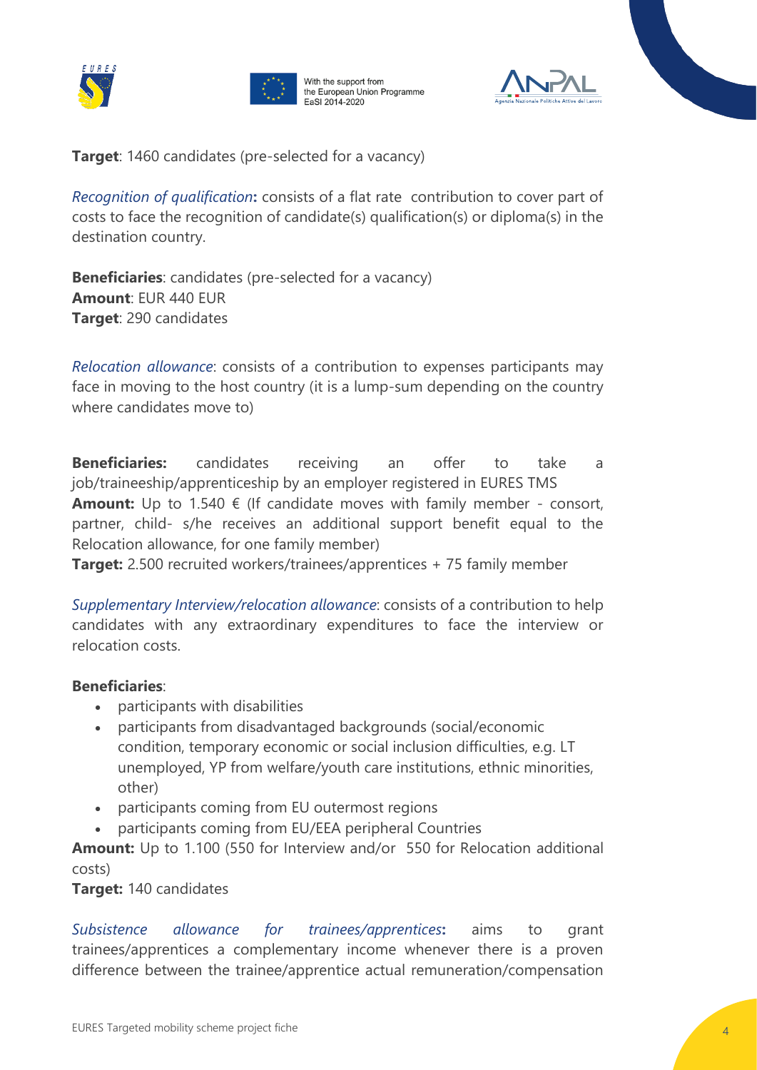**Target**: 1460 candidates (pre-selected for a vacancy)

*Recognition of qualification***:** consists of a flat rate contribution to cover part of costs to face the recognition of candidate(s) qualification(s) or diploma(s) in the destination country.

**Beneficiaries**: candidates (pre-selected for a vacancy)
**Amount**: EUR 440 EUR
**Target**: 290 candidates

*Relocation allowance*: consists of a contribution to expenses participants may face in moving to the host country (it is a lump-sum depending on the country where candidates move to)

**Beneficiaries:** candidates receiving an offer to take a job/traineeship/apprenticeship by an employer registered in EURES TMS
**Amount:** Up to 1.540 € (If candidate moves with family member - consort, partner, child- s/he receives an additional support benefit equal to the Relocation allowance, for one family member)
**Target:** 2.500 recruited workers/trainees/apprentices + 75 family member

*Supplementary Interview/relocation allowance*: consists of a contribution to help candidates with any extraordinary expenditures to face the interview or relocation costs.

**Beneficiaries**:

- participants with disabilities
- participants from disadvantaged backgrounds (social/economic condition, temporary economic or social inclusion difficulties, e.g. LT unemployed, YP from welfare/youth care institutions, ethnic minorities, other)
- participants coming from EU outermost regions
- participants coming from EU/EEA peripheral Countries

**Amount:** Up to 1.100 (550 for Interview and/or 550 for Relocation additional costs)
**Target:** 140 candidates

*Subsistence allowance for trainees/apprentices***:** aims to grant trainees/apprentices a complementary income whenever there is a proven difference between the trainee/apprentice actual remuneration/compensation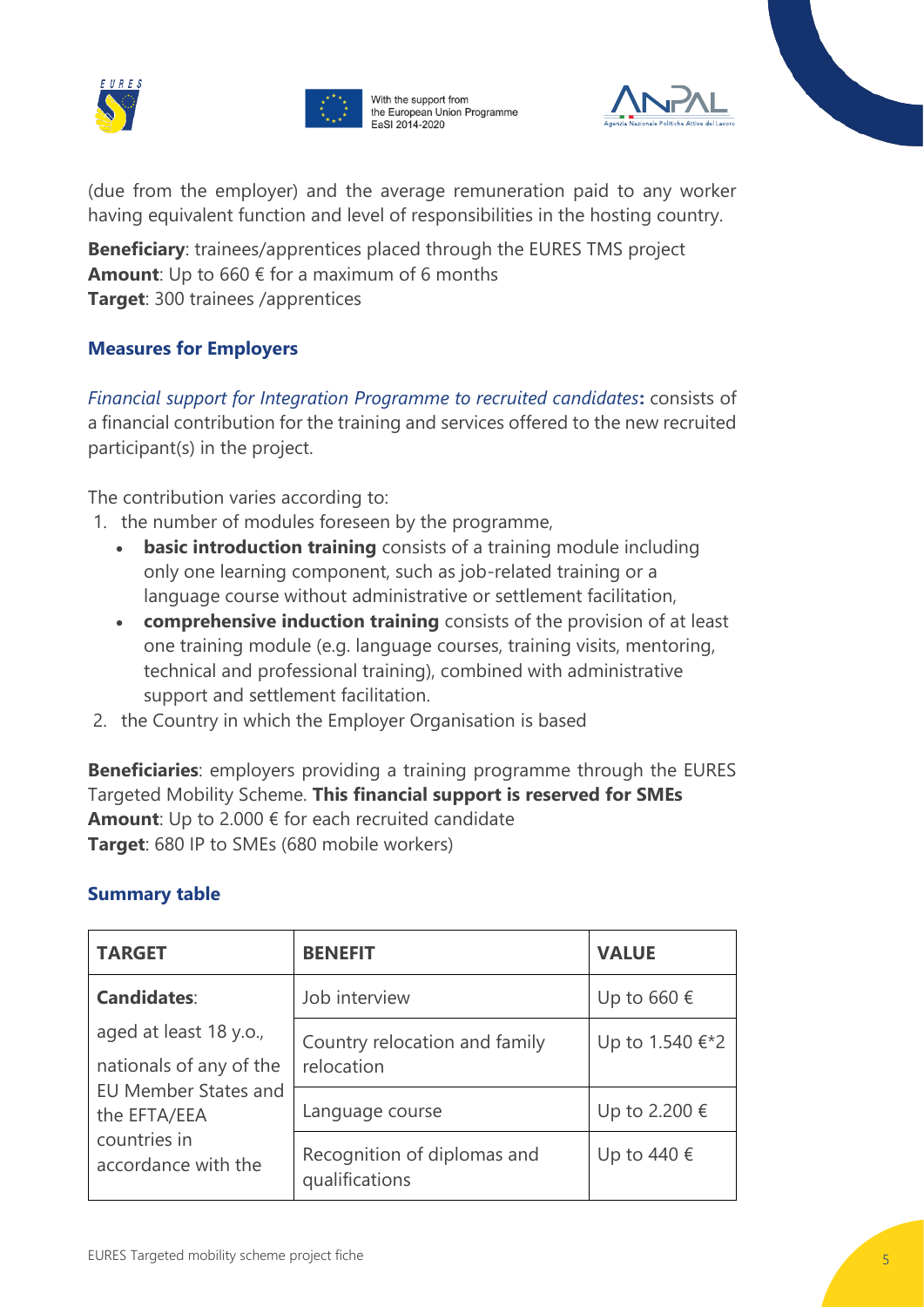(due from the employer) and the average remuneration paid to any worker having equivalent function and level of responsibilities in the hosting country.

**Beneficiary**: trainees/apprentices placed through the EURES TMS project
**Amount**: Up to 660 € for a maximum of 6 months
**Target**: 300 trainees /apprentices

### Measures for Employers

*Financial support for Integration Programme to recruited candidates***:** consists of a financial contribution for the training and services offered to the new recruited participant(s) in the project.

The contribution varies according to:

1. the number of modules foreseen by the programme,
   - **basic introduction training** consists of a training module including only one learning component, such as job-related training or a language course without administrative or settlement facilitation,
   - **comprehensive induction training** consists of the provision of at least one training module (e.g. language courses, training visits, mentoring, technical and professional training), combined with administrative support and settlement facilitation.
2. the Country in which the Employer Organisation is based

**Beneficiaries**: employers providing a training programme through the EURES Targeted Mobility Scheme. **This financial support is reserved for SMEs**
**Amount**: Up to 2.000 € for each recruited candidate
**Target**: 680 IP to SMEs (680 mobile workers)

### Summary table

| TARGET | BENEFIT | VALUE |
|---|---|---|
| **Candidates**: aged at least 18 y.o., nationals of any of the EU Member States and the EFTA/EEA countries in accordance with the | Job interview | Up to 660 € |
| | Country relocation and family relocation | Up to 1.540 €*2 |
| | Language course | Up to 2.200 € |
| | Recognition of diplomas and qualifications | Up to 440 € |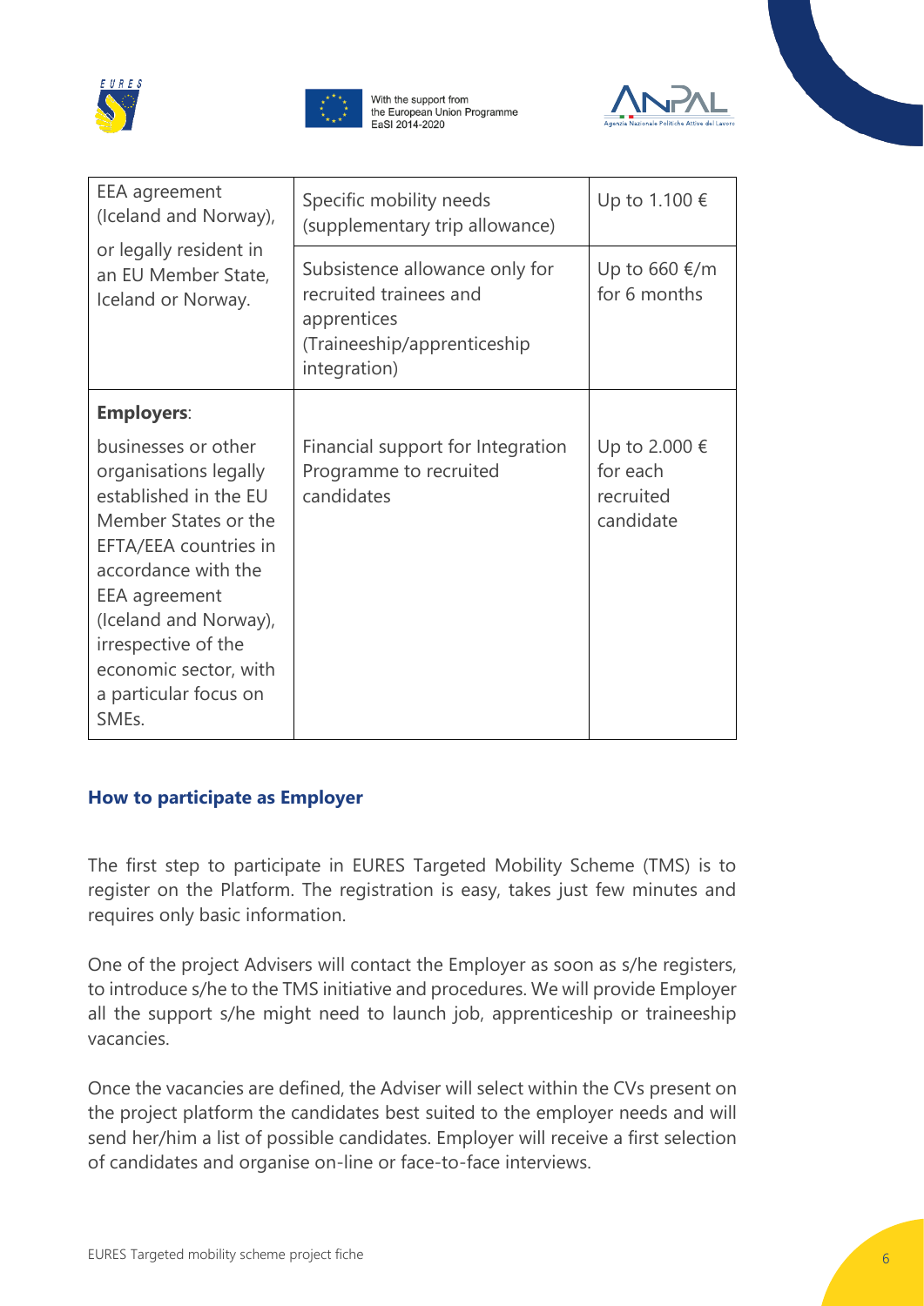| | | |
|---|---|---|
| EEA agreement (Iceland and Norway), or legally resident in an EU Member State, Iceland or Norway. | Specific mobility needs (supplementary trip allowance) | Up to 1.100 € |
| | Subsistence allowance only for recruited trainees and apprentices (Traineeship/apprenticeship integration) | Up to 660 €/m for 6 months |
| **Employers**: businesses or other organisations legally established in the EU Member States or the EFTA/EEA countries in accordance with the EEA agreement (Iceland and Norway), irrespective of the economic sector, with a particular focus on SMEs. | Financial support for Integration Programme to recruited candidates | Up to 2.000 € for each recruited candidate |

### How to participate as Employer

The first step to participate in EURES Targeted Mobility Scheme (TMS) is to register on the Platform. The registration is easy, takes just few minutes and requires only basic information.

One of the project Advisers will contact the Employer as soon as s/he registers, to introduce s/he to the TMS initiative and procedures. We will provide Employer all the support s/he might need to launch job, apprenticeship or traineeship vacancies.

Once the vacancies are defined, the Adviser will select within the CVs present on the project platform the candidates best suited to the employer needs and will send her/him a list of possible candidates. Employer will receive a first selection of candidates and organise on-line or face-to-face interviews.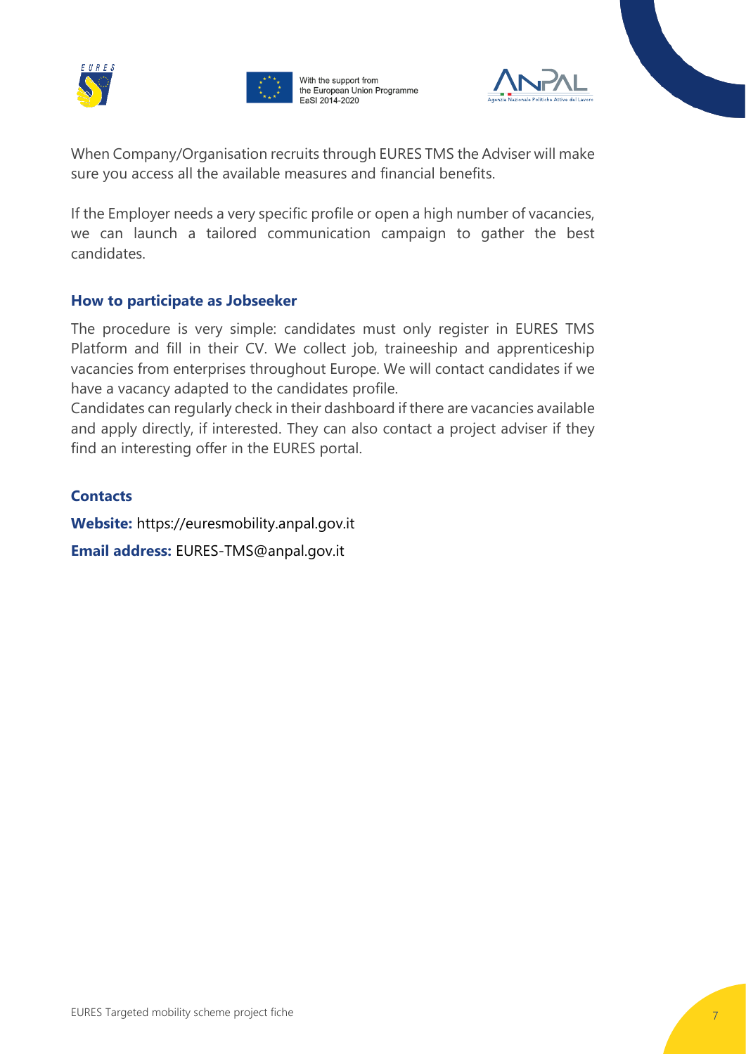When Company/Organisation recruits through EURES TMS the Adviser will make sure you access all the available measures and financial benefits.

If the Employer needs a very specific profile or open a high number of vacancies, we can launch a tailored communication campaign to gather the best candidates.

### How to participate as Jobseeker

The procedure is very simple: candidates must only register in EURES TMS Platform and fill in their CV. We collect job, traineeship and apprenticeship vacancies from enterprises throughout Europe. We will contact candidates if we have a vacancy adapted to the candidates profile.

Candidates can regularly check in their dashboard if there are vacancies available and apply directly, if interested. They can also contact a project adviser if they find an interesting offer in the EURES portal.

### Contacts

**Website:** https://euresmobility.anpal.gov.it

**Email address:** EURES-TMS@anpal.gov.it